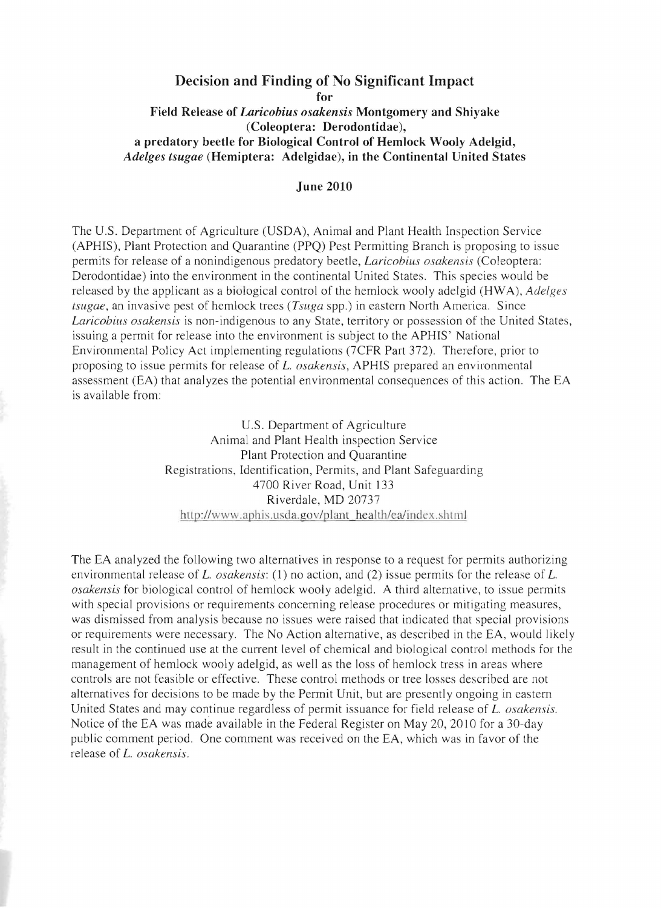# Decision and Finding of No Significant Impact
**for**
**Field Release of *Laricobius osakensis* Montgomery and Shiyake (Coleoptera: Derodontidae), a predatory beetle for Biological Control of Hemlock Wooly Adelgid, *Adelges tsugae* (Hemiptera: Adelgidae), in the Continental United States**

**June 2010**

The U.S. Department of Agriculture (USDA), Animal and Plant Health Inspection Service (APHIS), Plant Protection and Quarantine (PPQ) Pest Permitting Branch is proposing to issue permits for release of a nonindigenous predatory beetle, *Laricobius osakensis* (Coleoptera: Derodontidae) into the environment in the continental United States. This species would be released by the applicant as a biological control of the hemlock wooly adelgid (HWA), *Adelges tsugae*, an invasive pest of hemlock trees (*Tsuga* spp.) in eastern North America. Since *Laricobius osakensis* is non-indigenous to any State, territory or possession of the United States, issuing a permit for release into the environment is subject to the APHIS' National Environmental Policy Act implementing regulations (7CFR Part 372). Therefore, prior to proposing to issue permits for release of *L. osakensis*, APHIS prepared an environmental assessment (EA) that analyzes the potential environmental consequences of this action. The EA is available from:

U.S. Department of Agriculture
Animal and Plant Health inspection Service
Plant Protection and Quarantine
Registrations, Identification, Permits, and Plant Safeguarding
4700 River Road, Unit 133
Riverdale, MD 20737
http://www.aphis.usda.gov/plant_health/ea/index.shtml

The EA analyzed the following two alternatives in response to a request for permits authorizing environmental release of *L. osakensis*: (1) no action, and (2) issue permits for the release of *L. osakensis* for biological control of hemlock wooly adelgid. A third alternative, to issue permits with special provisions or requirements concerning release procedures or mitigating measures, was dismissed from analysis because no issues were raised that indicated that special provisions or requirements were necessary. The No Action alternative, as described in the EA, would likely result in the continued use at the current level of chemical and biological control methods for the management of hemlock wooly adelgid, as well as the loss of hemlock tress in areas where controls are not feasible or effective. These control methods or tree losses described are not alternatives for decisions to be made by the Permit Unit, but are presently ongoing in eastern United States and may continue regardless of permit issuance for field release of *L. osakensis*. Notice of the EA was made available in the Federal Register on May 20, 2010 for a 30-day public comment period. One comment was received on the EA, which was in favor of the release of *L. osakensis*.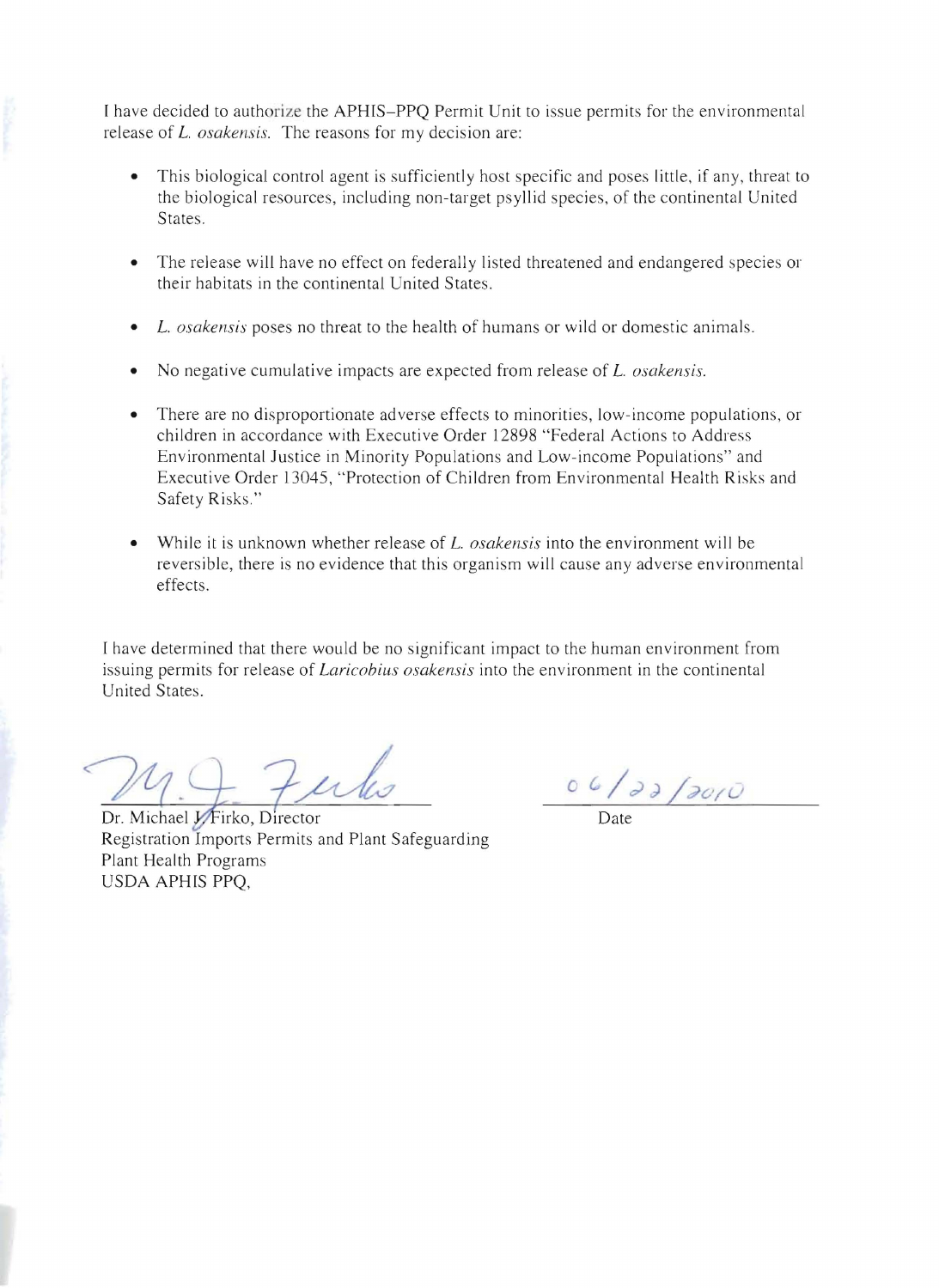I have decided to authorize the APHIS–PPQ Permit Unit to issue permits for the environmental release of *L. osakensis*. The reasons for my decision are:

- This biological control agent is sufficiently host specific and poses little, if any, threat to the biological resources, including non-target psyllid species, of the continental United States.
- The release will have no effect on federally listed threatened and endangered species or their habitats in the continental United States.
- *L. osakensis* poses no threat to the health of humans or wild or domestic animals.
- No negative cumulative impacts are expected from release of *L. osakensis*.
- There are no disproportionate adverse effects to minorities, low-income populations, or children in accordance with Executive Order 12898 "Federal Actions to Address Environmental Justice in Minority Populations and Low-income Populations" and Executive Order 13045, "Protection of Children from Environmental Health Risks and Safety Risks."
- While it is unknown whether release of *L. osakensis* into the environment will be reversible, there is no evidence that this organism will cause any adverse environmental effects.

I have determined that there would be no significant impact to the human environment from issuing permits for release of *Laricobius osakensis* into the environment in the continental United States.

M. J. Firko

Dr. Michael J. Firko, Director
Registration Imports Permits and Plant Safeguarding
Plant Health Programs
USDA APHIS PPQ,

06/22/2010

Date